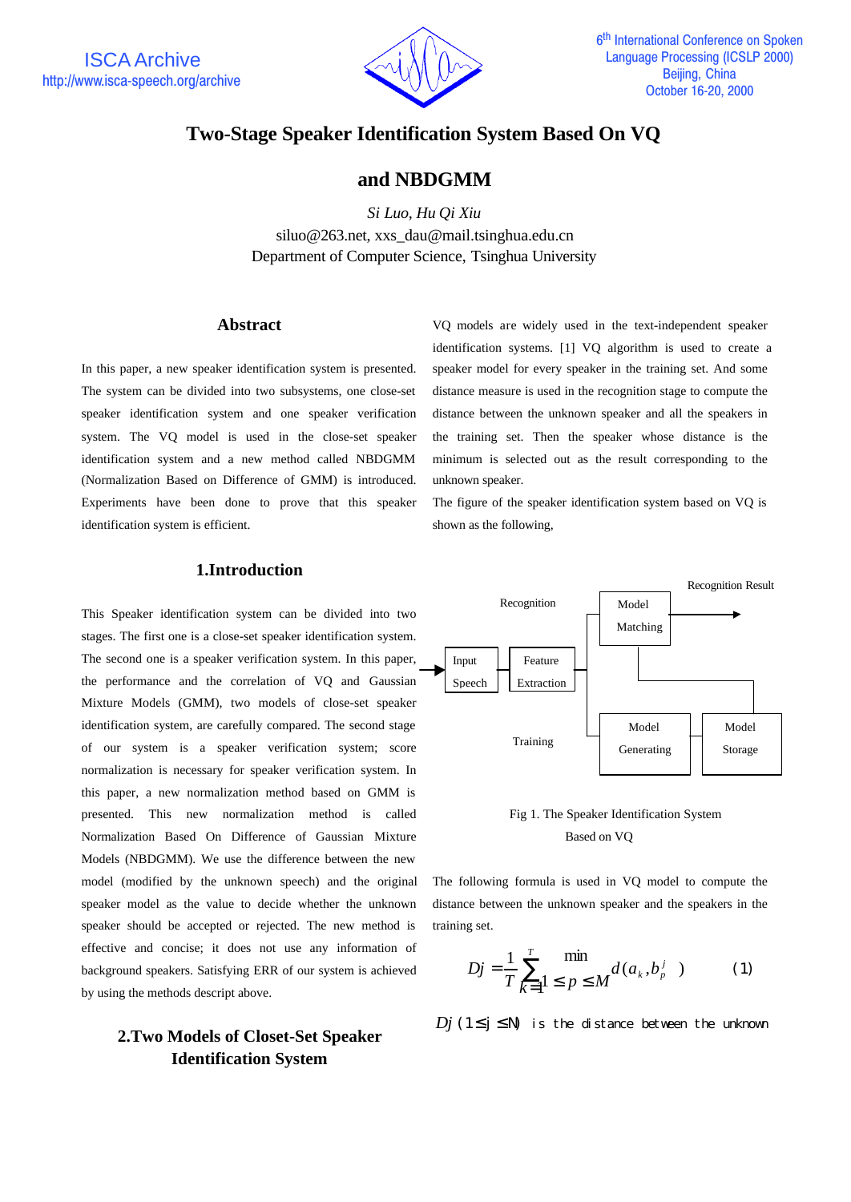# Two-Stage Speaker Identification System Based On VQ and NBDGMM

*Si Luo, Hu Qi Xiu*

siluo@263.net, xxs_dau@mail.tsinghua.edu.cn

Department of Computer Science, Tsinghua University

## Abstract

In this paper, a new speaker identification system is presented. The system can be divided into two subsystems, one close-set speaker identification system and one speaker verification system. The VQ model is used in the close-set speaker identification system and a new method called NBDGMM (Normalization Based on Difference of GMM) is introduced. Experiments have been done to prove that this speaker identification system is efficient.

## 1.Introduction

This Speaker identification system can be divided into two stages. The first one is a close-set speaker identification system. The second one is a speaker verification system. In this paper, the performance and the correlation of VQ and Gaussian Mixture Models (GMM), two models of close-set speaker identification system, are carefully compared. The second stage of our system is a speaker verification system; score normalization is necessary for speaker verification system. In this paper, a new normalization method based on GMM is presented. This new normalization method is called Normalization Based On Difference of Gaussian Mixture Models (NBDGMM). We use the difference between the new model (modified by the unknown speech) and the original speaker model as the value to decide whether the unknown speaker should be accepted or rejected. The new method is effective and concise; it does not use any information of background speakers. Satisfying ERR of our system is achieved by using the methods descript above.

## 2.Two Models of Closet-Set Speaker Identification System

VQ models are widely used in the text-independent speaker identification systems. [1] VQ algorithm is used to create a speaker model for every speaker in the training set. And some distance measure is used in the recognition stage to compute the distance between the unknown speaker and all the speakers in the training set. Then the speaker whose distance is the minimum is selected out as the result corresponding to the unknown speaker.

The figure of the speaker identification system based on VQ is shown as the following,

| Input Speech → Feature Extraction → Recognition: Model Matching → Recognition Result |
|---|
| Feature Extraction → Training: Model Generating → Model Storage → Model Matching |

Fig 1. The Speaker Identification System Based on VQ

The following formula is used in VQ model to compute the distance between the unknown speaker and the speakers in the training set.

$$Dj = \frac{1}{T}\sum_{k=1}^{T} \min_{1 \le p \le M} d(a_k, b_p^j) \qquad (1)$$

$Dj$ $(1 \le j \le N)$ is the distance between the unknown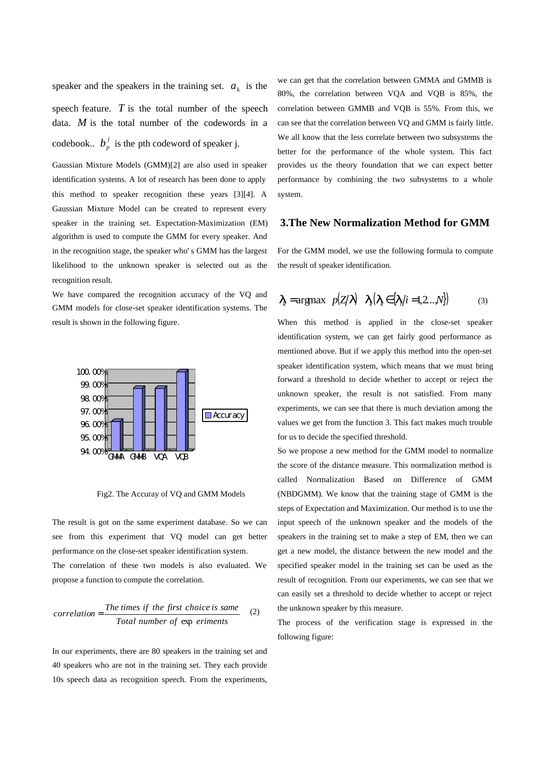speaker and the speakers in the training set. $a_k$ is the speech feature. $T$ is the total number of the speech data. $M$ is the total number of the codewords in a codebook.. $b_p^j$ is the pth codeword of speaker j.

Gaussian Mixture Models (GMM)[2] are also used in speaker identification systems. A lot of research has been done to apply this method to speaker recognition these years [3][4]. A Gaussian Mixture Model can be created to represent every speaker in the training set. Expectation-Maximization (EM) algorithm is used to compute the GMM for every speaker. And in the recognition stage, the speaker who's GMM has the largest likelihood to the unknown speaker is selected out as the recognition result.

We have compared the recognition accuracy of the VQ and GMM models for close-set speaker identification systems. The result is shown in the following figure.

| | GMMA | GMMB | VQA | VQB |
|---|---|---|---|---|
| Accuracy | | | | |

Fig2. The Accuray of VQ and GMM Models

The result is got on the same experiment database. So we can see from this experiment that VQ model can get better performance on the close-set speaker identification system.

The correlation of these two models is also evaluated. We propose a function to compute the correlation.

$$correlation = \frac{The\ times\ if\ the\ first\ choice\ is\ same}{Total\ number\ of\ \exp eriments} \quad (2)$$

In our experiments, there are 80 speakers in the training set and 40 speakers who are not in the training set. They each provide 10s speech data as recognition speech. From the experiments, we can get that the correlation between GMMA and GMMB is 80%, the correlation between VQA and VQB is 85%, the correlation between GMMB and VQB is 55%. From this, we can see that the correlation between VQ and GMM is fairly little. We all know that the less correlate between two subsystems the better for the performance of the whole system. This fact provides us the theory foundation that we can expect better performance by combining the two subsystems to a whole system.

## 3.The New Normalization Method for GMM

For the GMM model, we use the following formula to compute the result of speaker identification.

$$\lambda_k = \arg\max\ p(Z/\lambda_k)\quad (\lambda_k \in \{\lambda_i / i = 1,2...N\}) \quad (3)$$

When this method is applied in the close-set speaker identification system, we can get fairly good performance as mentioned above. But if we apply this method into the open-set speaker identification system, which means that we must bring forward a threshold to decide whether to accept or reject the unknown speaker, the result is not satisfied. From many experiments, we can see that there is much deviation among the values we get from the function 3. This fact makes much trouble for us to decide the specified threshold.

So we propose a new method for the GMM model to normalize the score of the distance measure. This normalization method is called Normalization Based on Difference of GMM (NBDGMM). We know that the training stage of GMM is the steps of Expectation and Maximization. Our method is to use the input speech of the unknown speaker and the models of the speakers in the training set to make a step of EM, then we can get a new model, the distance between the new model and the specified speaker model in the training set can be used as the result of recognition. From our experiments, we can see that we can easily set a threshold to decide whether to accept or reject the unknown speaker by this measure.

The process of the verification stage is expressed in the following figure: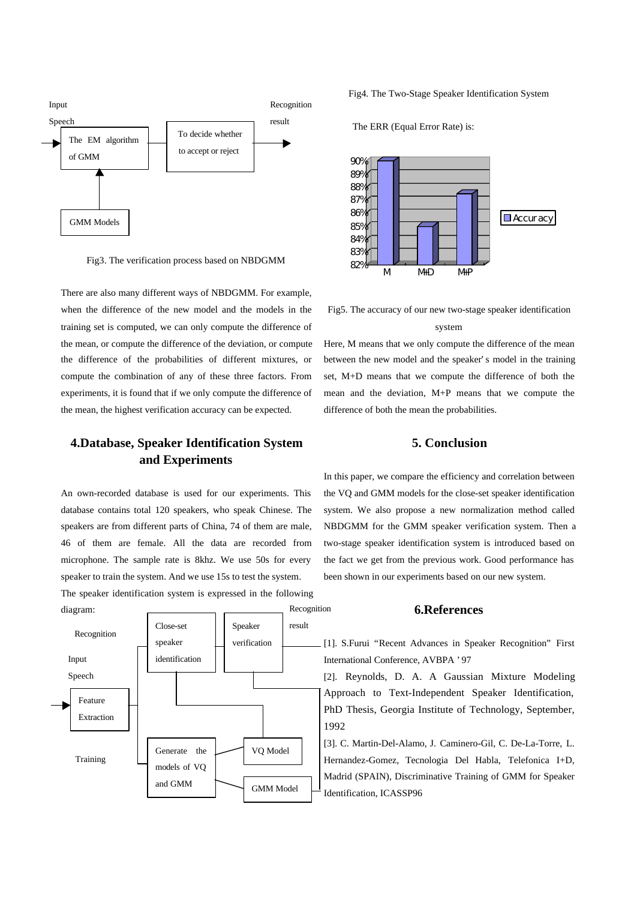Fig3. The verification process based on NBDGMM

There are also many different ways of NBDGMM. For example, when the difference of the new model and the models in the training set is computed, we can only compute the difference of the mean, or compute the difference of the deviation, or compute the difference of the probabilities of different mixtures, or compute the combination of any of these three factors. From experiments, it is found that if we only compute the difference of the mean, the highest verification accuracy can be expected.

## 4.Database, Speaker Identification System and Experiments

An own-recorded database is used for our experiments. This database contains total 120 speakers, who speak Chinese. The speakers are from different parts of China, 74 of them are male, 46 of them are female. All the data are recorded from microphone. The sample rate is 8khz. We use 50s for every speaker to train the system. And we use 15s to test the system.

The speaker identification system is expressed in the following diagram:

Fig4. The Two-Stage Speaker Identification System

The ERR (Equal Error Rate) is:

Fig5. The accuracy of our new two-stage speaker identification system

Here, M means that we only compute the difference of the mean between the new model and the speaker' s model in the training set, M+D means that we compute the difference of both the mean and the deviation, M+P means that we compute the difference of both the mean the probabilities.

## 5. Conclusion

In this paper, we compare the efficiency and correlation between the VQ and GMM models for the close-set speaker identification system. We also propose a new normalization method called NBDGMM for the GMM speaker verification system. Then a two-stage speaker identification system is introduced based on the fact we get from the previous work. Good performance has been shown in our experiments based on our new system.

## 6.References

[1]. S.Furui "Recent Advances in Speaker Recognition" First International Conference, AVBPA ' 97

[2]. Reynolds, D. A. A Gaussian Mixture Modeling Approach to Text-Independent Speaker Identification, PhD Thesis, Georgia Institute of Technology, September, 1992

[3]. C. Martin-Del-Alamo, J. Caminero-Gil, C. De-La-Torre, L. Hernandez-Gomez, Tecnologia Del Habla, Telefonica I+D, Madrid (SPAIN), Discriminative Training of GMM for Speaker Identification, ICASSP96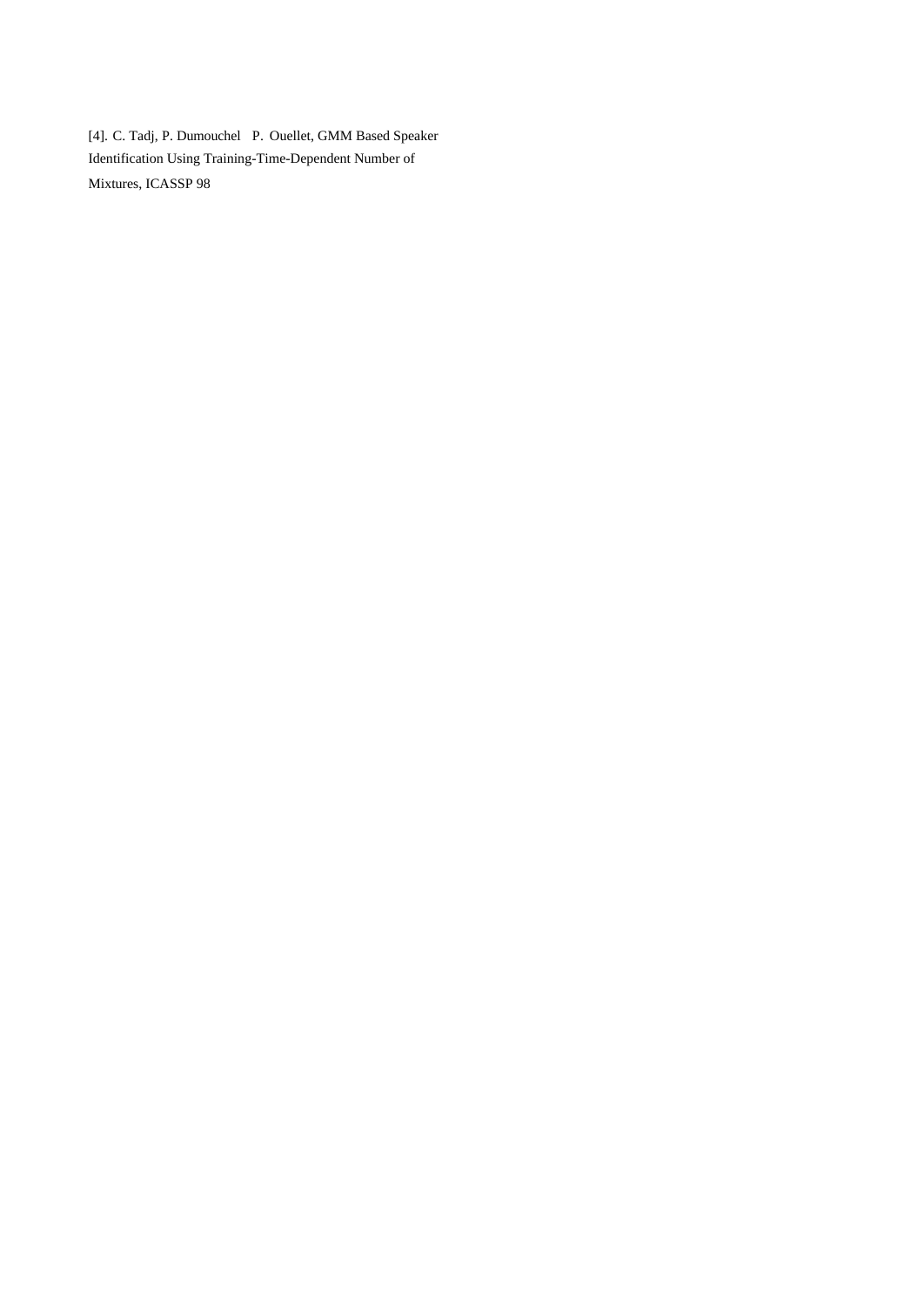[4]. C. Tadj, P. Dumouchel P. Ouellet, GMM Based Speaker Identification Using Training-Time-Dependent Number of Mixtures, ICASSP 98